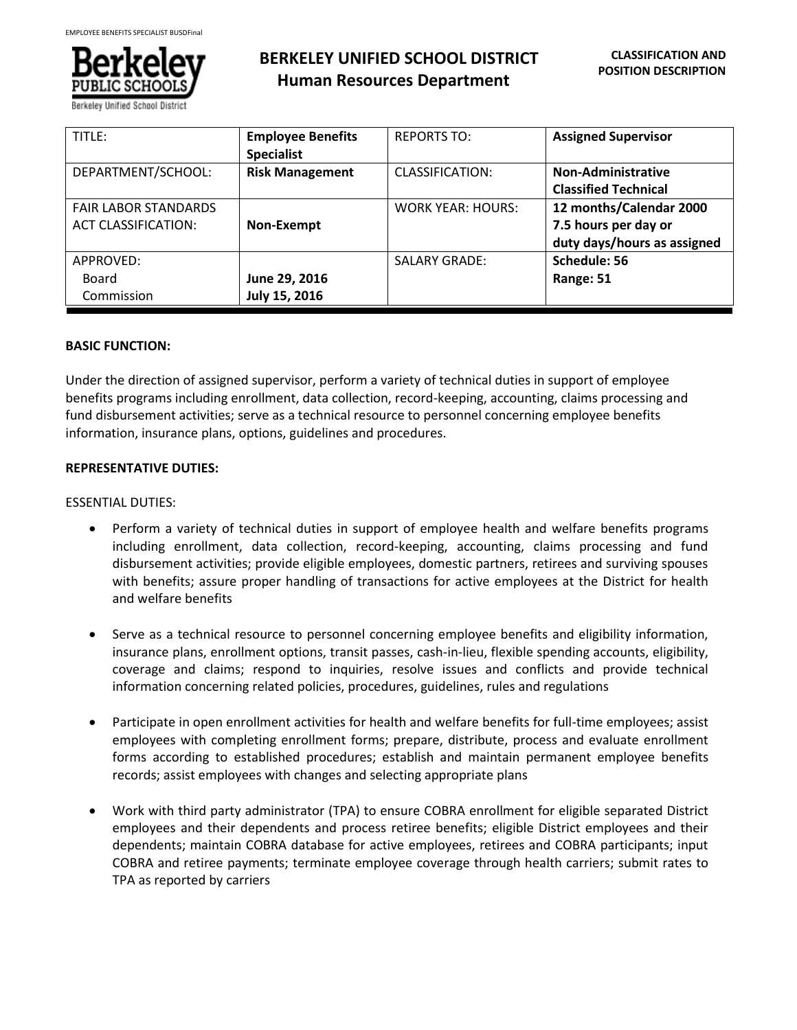# BERKELEY UNIFIED SCHOOL DISTRICT
## Human Resources Department

**CLASSIFICATION AND POSITION DESCRIPTION**

| TITLE: | **Employee Benefits Specialist** | REPORTS TO: | **Assigned Supervisor** |
|---|---|---|---|
| DEPARTMENT/SCHOOL: | **Risk Management** | CLASSIFICATION: | **Non-Administrative Classified Technical** |
| FAIR LABOR STANDARDS ACT CLASSIFICATION: | **Non-Exempt** | WORK YEAR: HOURS: | **12 months/Calendar 2000 7.5 hours per day or duty days/hours as assigned** |
| APPROVED: Board Commission | **June 29, 2016 July 15, 2016** | SALARY GRADE: | **Schedule: 56 Range: 51** |

**BASIC FUNCTION:**

Under the direction of assigned supervisor, perform a variety of technical duties in support of employee benefits programs including enrollment, data collection, record-keeping, accounting, claims processing and fund disbursement activities; serve as a technical resource to personnel concerning employee benefits information, insurance plans, options, guidelines and procedures.

**REPRESENTATIVE DUTIES:**

ESSENTIAL DUTIES:

- Perform a variety of technical duties in support of employee health and welfare benefits programs including enrollment, data collection, record-keeping, accounting, claims processing and fund disbursement activities; provide eligible employees, domestic partners, retirees and surviving spouses with benefits; assure proper handling of transactions for active employees at the District for health and welfare benefits

- Serve as a technical resource to personnel concerning employee benefits and eligibility information, insurance plans, enrollment options, transit passes, cash-in-lieu, flexible spending accounts, eligibility, coverage and claims; respond to inquiries, resolve issues and conflicts and provide technical information concerning related policies, procedures, guidelines, rules and regulations

- Participate in open enrollment activities for health and welfare benefits for full-time employees; assist employees with completing enrollment forms; prepare, distribute, process and evaluate enrollment forms according to established procedures; establish and maintain permanent employee benefits records; assist employees with changes and selecting appropriate plans

- Work with third party administrator (TPA) to ensure COBRA enrollment for eligible separated District employees and their dependents and process retiree benefits; eligible District employees and their dependents; maintain COBRA database for active employees, retirees and COBRA participants; input COBRA and retiree payments; terminate employee coverage through health carriers; submit rates to TPA as reported by carriers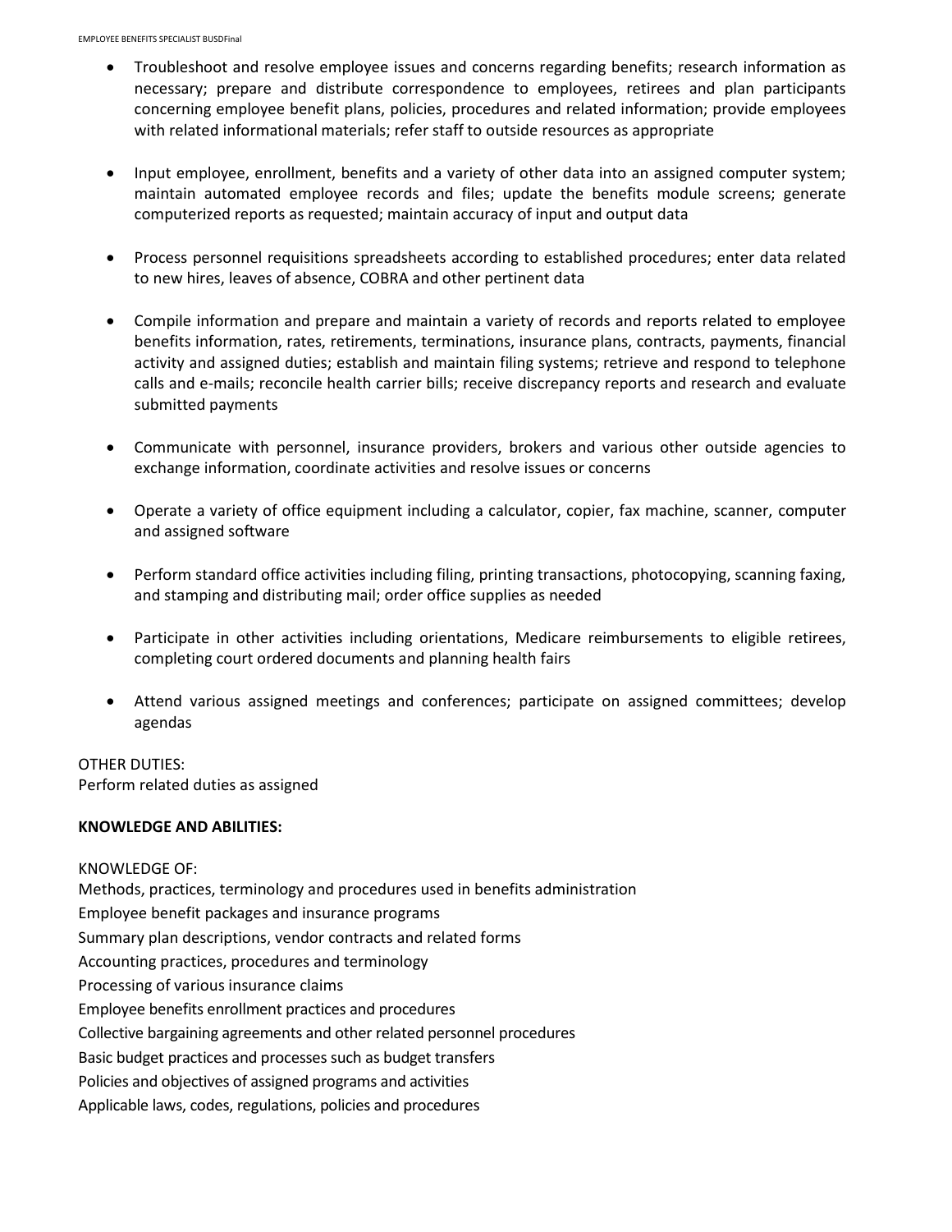- Troubleshoot and resolve employee issues and concerns regarding benefits; research information as necessary; prepare and distribute correspondence to employees, retirees and plan participants concerning employee benefit plans, policies, procedures and related information; provide employees with related informational materials; refer staff to outside resources as appropriate

- Input employee, enrollment, benefits and a variety of other data into an assigned computer system; maintain automated employee records and files; update the benefits module screens; generate computerized reports as requested; maintain accuracy of input and output data

- Process personnel requisitions spreadsheets according to established procedures; enter data related to new hires, leaves of absence, COBRA and other pertinent data

- Compile information and prepare and maintain a variety of records and reports related to employee benefits information, rates, retirements, terminations, insurance plans, contracts, payments, financial activity and assigned duties; establish and maintain filing systems; retrieve and respond to telephone calls and e-mails; reconcile health carrier bills; receive discrepancy reports and research and evaluate submitted payments

- Communicate with personnel, insurance providers, brokers and various other outside agencies to exchange information, coordinate activities and resolve issues or concerns

- Operate a variety of office equipment including a calculator, copier, fax machine, scanner, computer and assigned software

- Perform standard office activities including filing, printing transactions, photocopying, scanning faxing, and stamping and distributing mail; order office supplies as needed

- Participate in other activities including orientations, Medicare reimbursements to eligible retirees, completing court ordered documents and planning health fairs

- Attend various assigned meetings and conferences; participate on assigned committees; develop agendas

OTHER DUTIES:
Perform related duties as assigned

**KNOWLEDGE AND ABILITIES:**

KNOWLEDGE OF:
Methods, practices, terminology and procedures used in benefits administration
Employee benefit packages and insurance programs
Summary plan descriptions, vendor contracts and related forms
Accounting practices, procedures and terminology
Processing of various insurance claims
Employee benefits enrollment practices and procedures
Collective bargaining agreements and other related personnel procedures
Basic budget practices and processes such as budget transfers
Policies and objectives of assigned programs and activities
Applicable laws, codes, regulations, policies and procedures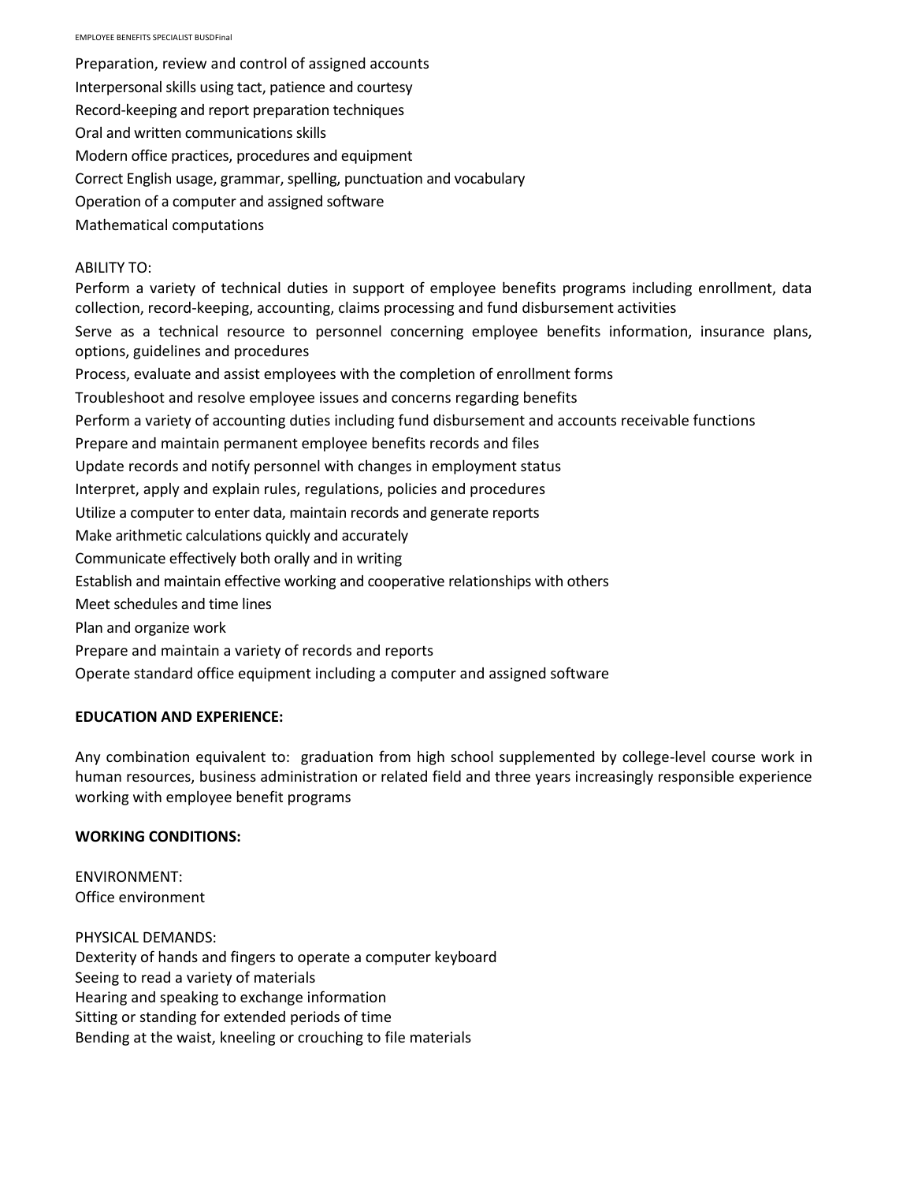Preparation, review and control of assigned accounts
Interpersonal skills using tact, patience and courtesy
Record-keeping and report preparation techniques
Oral and written communications skills
Modern office practices, procedures and equipment
Correct English usage, grammar, spelling, punctuation and vocabulary
Operation of a computer and assigned software
Mathematical computations

ABILITY TO:
Perform a variety of technical duties in support of employee benefits programs including enrollment, data collection, record-keeping, accounting, claims processing and fund disbursement activities
Serve as a technical resource to personnel concerning employee benefits information, insurance plans, options, guidelines and procedures
Process, evaluate and assist employees with the completion of enrollment forms
Troubleshoot and resolve employee issues and concerns regarding benefits
Perform a variety of accounting duties including fund disbursement and accounts receivable functions
Prepare and maintain permanent employee benefits records and files
Update records and notify personnel with changes in employment status
Interpret, apply and explain rules, regulations, policies and procedures
Utilize a computer to enter data, maintain records and generate reports
Make arithmetic calculations quickly and accurately
Communicate effectively both orally and in writing
Establish and maintain effective working and cooperative relationships with others
Meet schedules and time lines
Plan and organize work
Prepare and maintain a variety of records and reports
Operate standard office equipment including a computer and assigned software

**EDUCATION AND EXPERIENCE:**

Any combination equivalent to: graduation from high school supplemented by college-level course work in human resources, business administration or related field and three years increasingly responsible experience working with employee benefit programs

**WORKING CONDITIONS:**

ENVIRONMENT:
Office environment

PHYSICAL DEMANDS:
Dexterity of hands and fingers to operate a computer keyboard
Seeing to read a variety of materials
Hearing and speaking to exchange information
Sitting or standing for extended periods of time
Bending at the waist, kneeling or crouching to file materials